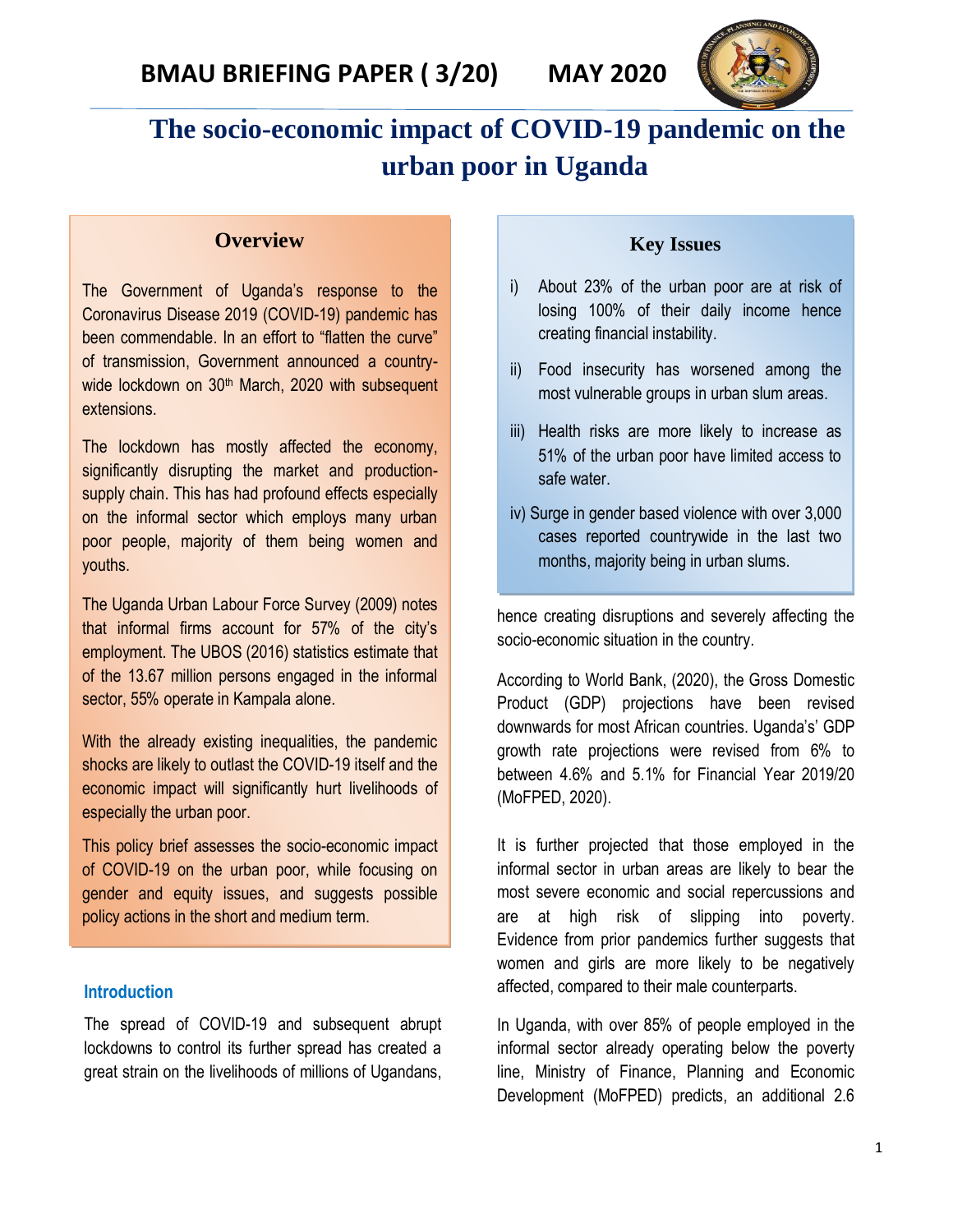# BMAU BRIEFING PAPER ( 3/20) MAY 2020

# The socio-economic impact of COVID-19 pandemic on the urban poor in Uganda

## Overview

The Government of Uganda's response to the Coronavirus Disease 2019 (COVID-19) pandemic has been commendable. In an effort to "flatten the curve" of transmission, Government announced a country-wide lockdown on 30th March, 2020 with subsequent extensions.

The lockdown has mostly affected the economy, significantly disrupting the market and production-supply chain. This has had profound effects especially on the informal sector which employs many urban poor people, majority of them being women and youths.

The Uganda Urban Labour Force Survey (2009) notes that informal firms account for 57% of the city's employment. The UBOS (2016) statistics estimate that of the 13.67 million persons engaged in the informal sector, 55% operate in Kampala alone.

With the already existing inequalities, the pandemic shocks are likely to outlast the COVID-19 itself and the economic impact will significantly hurt livelihoods of especially the urban poor.

This policy brief assesses the socio-economic impact of COVID-19 on the urban poor, while focusing on gender and equity issues, and suggests possible policy actions in the short and medium term.

## Key Issues

i) About 23% of the urban poor are at risk of losing 100% of their daily income hence creating financial instability.

ii) Food insecurity has worsened among the most vulnerable groups in urban slum areas.

iii) Health risks are more likely to increase as 51% of the urban poor have limited access to safe water.

iv) Surge in gender based violence with over 3,000 cases reported countrywide in the last two months, majority being in urban slums.

## Introduction

The spread of COVID-19 and subsequent abrupt lockdowns to control its further spread has created a great strain on the livelihoods of millions of Ugandans, hence creating disruptions and severely affecting the socio-economic situation in the country.

According to World Bank, (2020), the Gross Domestic Product (GDP) projections have been revised downwards for most African countries. Uganda's' GDP growth rate projections were revised from 6% to between 4.6% and 5.1% for Financial Year 2019/20 (MoFPED, 2020).

It is further projected that those employed in the informal sector in urban areas are likely to bear the most severe economic and social repercussions and are at high risk of slipping into poverty. Evidence from prior pandemics further suggests that women and girls are more likely to be negatively affected, compared to their male counterparts.

In Uganda, with over 85% of people employed in the informal sector already operating below the poverty line, Ministry of Finance, Planning and Economic Development (MoFPED) predicts, an additional 2.6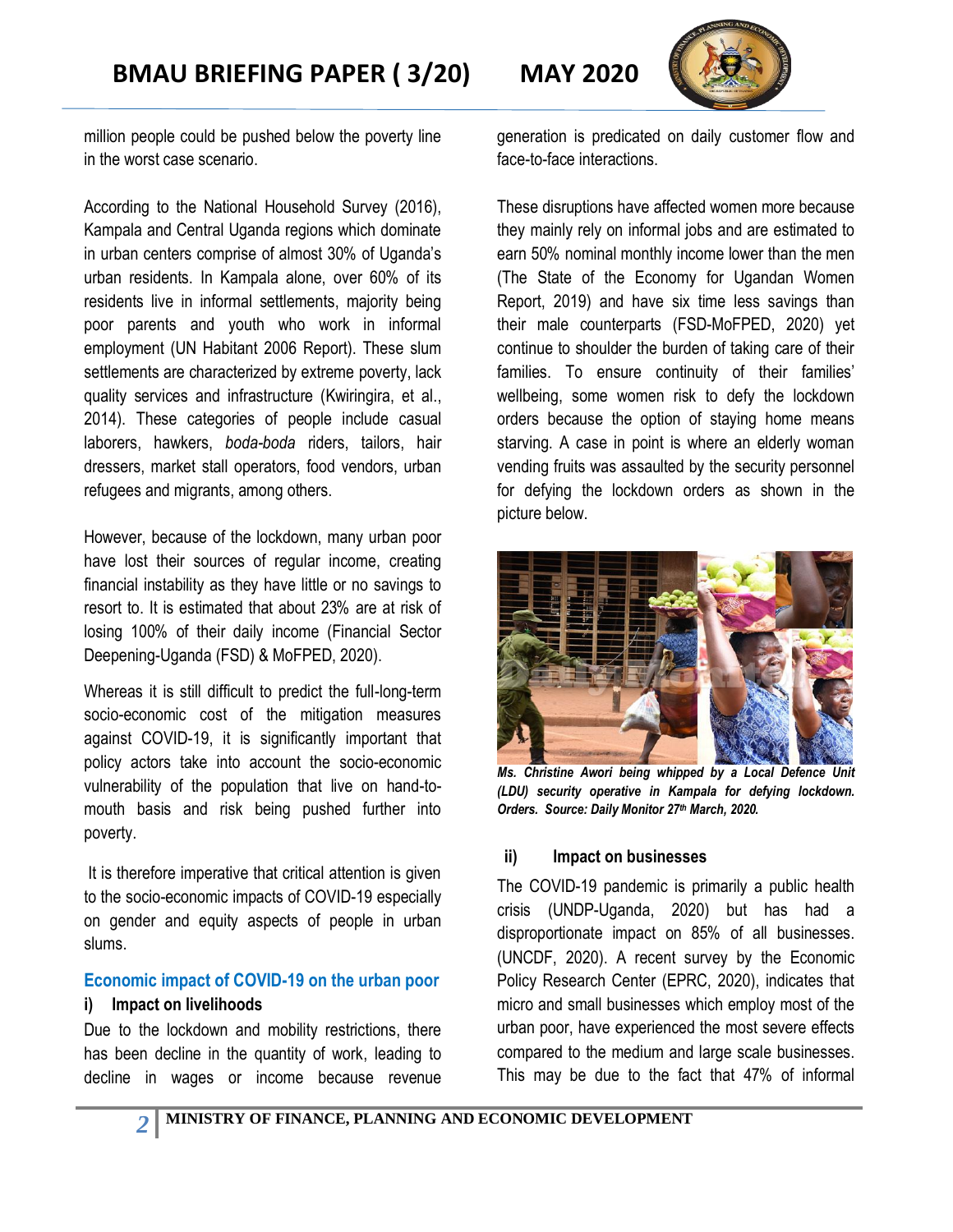million people could be pushed below the poverty line in the worst case scenario.

According to the National Household Survey (2016), Kampala and Central Uganda regions which dominate in urban centers comprise of almost 30% of Uganda's urban residents. In Kampala alone, over 60% of its residents live in informal settlements, majority being poor parents and youth who work in informal employment (UN Habitant 2006 Report). These slum settlements are characterized by extreme poverty, lack quality services and infrastructure (Kwiringira, et al., 2014). These categories of people include casual laborers, hawkers, *boda-boda* riders, tailors, hair dressers, market stall operators, food vendors, urban refugees and migrants, among others.

However, because of the lockdown, many urban poor have lost their sources of regular income, creating financial instability as they have little or no savings to resort to. It is estimated that about 23% are at risk of losing 100% of their daily income (Financial Sector Deepening-Uganda (FSD) & MoFPED, 2020).

Whereas it is still difficult to predict the full-long-term socio-economic cost of the mitigation measures against COVID-19, it is significantly important that policy actors take into account the socio-economic vulnerability of the population that live on hand-to-mouth basis and risk being pushed further into poverty.

It is therefore imperative that critical attention is given to the socio-economic impacts of COVID-19 especially on gender and equity aspects of people in urban slums.

## Economic impact of COVID-19 on the urban poor

### i) Impact on livelihoods

Due to the lockdown and mobility restrictions, there has been decline in the quantity of work, leading to decline in wages or income because revenue generation is predicated on daily customer flow and face-to-face interactions.

These disruptions have affected women more because they mainly rely on informal jobs and are estimated to earn 50% nominal monthly income lower than the men (The State of the Economy for Ugandan Women Report, 2019) and have six time less savings than their male counterparts (FSD-MoFPED, 2020) yet continue to shoulder the burden of taking care of their families. To ensure continuity of their families' wellbeing, some women risk to defy the lockdown orders because the option of staying home means starving. A case in point is where an elderly woman vending fruits was assaulted by the security personnel for defying the lockdown orders as shown in the picture below.

***Ms. Christine Awori being whipped by a Local Defence Unit (LDU) security operative in Kampala for defying lockdown. Orders. Source: Daily Monitor 27th March, 2020.***

### ii) Impact on businesses

The COVID-19 pandemic is primarily a public health crisis (UNDP-Uganda, 2020) but has had a disproportionate impact on 85% of all businesses. (UNCDF, 2020). A recent survey by the Economic Policy Research Center (EPRC, 2020), indicates that micro and small businesses which employ most of the urban poor, have experienced the most severe effects compared to the medium and large scale businesses. This may be due to the fact that 47% of informal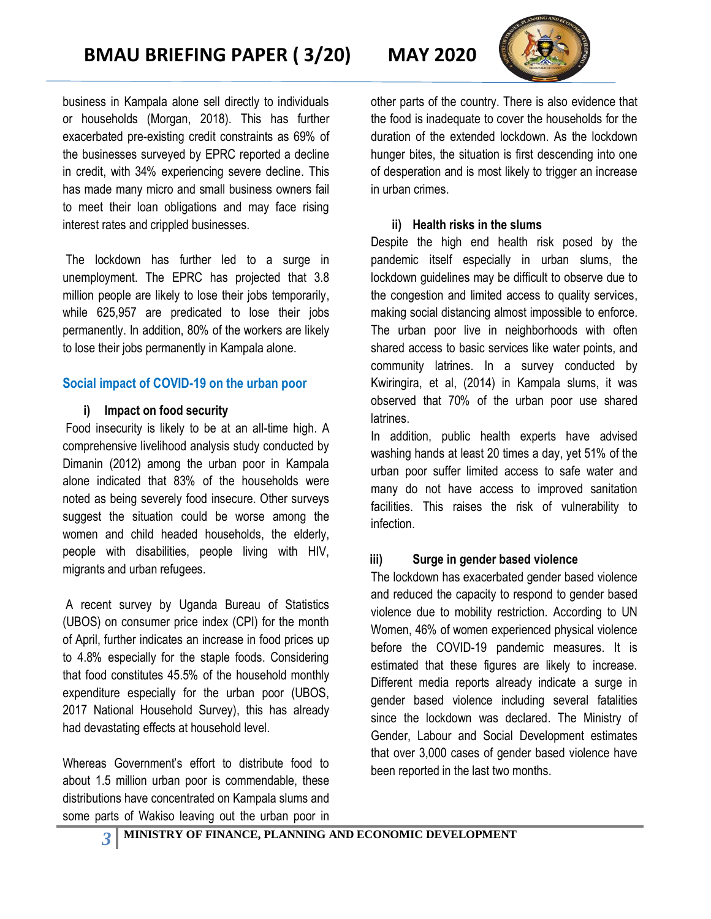business in Kampala alone sell directly to individuals or households (Morgan, 2018). This has further exacerbated pre-existing credit constraints as 69% of the businesses surveyed by EPRC reported a decline in credit, with 34% experiencing severe decline. This has made many micro and small business owners fail to meet their loan obligations and may face rising interest rates and crippled businesses.

The lockdown has further led to a surge in unemployment. The EPRC has projected that 3.8 million people are likely to lose their jobs temporarily, while 625,957 are predicated to lose their jobs permanently. In addition, 80% of the workers are likely to lose their jobs permanently in Kampala alone.

## Social impact of COVID-19 on the urban poor

### i) Impact on food security

Food insecurity is likely to be at an all-time high. A comprehensive livelihood analysis study conducted by Dimanin (2012) among the urban poor in Kampala alone indicated that 83% of the households were noted as being severely food insecure. Other surveys suggest the situation could be worse among the women and child headed households, the elderly, people with disabilities, people living with HIV, migrants and urban refugees.

A recent survey by Uganda Bureau of Statistics (UBOS) on consumer price index (CPI) for the month of April, further indicates an increase in food prices up to 4.8% especially for the staple foods. Considering that food constitutes 45.5% of the household monthly expenditure especially for the urban poor (UBOS, 2017 National Household Survey), this has already had devastating effects at household level.

Whereas Government's effort to distribute food to about 1.5 million urban poor is commendable, these distributions have concentrated on Kampala slums and some parts of Wakiso leaving out the urban poor in other parts of the country. There is also evidence that the food is inadequate to cover the households for the duration of the extended lockdown. As the lockdown hunger bites, the situation is first descending into one of desperation and is most likely to trigger an increase in urban crimes.

### ii) Health risks in the slums

Despite the high end health risk posed by the pandemic itself especially in urban slums, the lockdown guidelines may be difficult to observe due to the congestion and limited access to quality services, making social distancing almost impossible to enforce. The urban poor live in neighborhoods with often shared access to basic services like water points, and community latrines. In a survey conducted by Kwiringira, et al, (2014) in Kampala slums, it was observed that 70% of the urban poor use shared latrines.

In addition, public health experts have advised washing hands at least 20 times a day, yet 51% of the urban poor suffer limited access to safe water and many do not have access to improved sanitation facilities. This raises the risk of vulnerability to infection.

### iii) Surge in gender based violence

The lockdown has exacerbated gender based violence and reduced the capacity to respond to gender based violence due to mobility restriction. According to UN Women, 46% of women experienced physical violence before the COVID-19 pandemic measures. It is estimated that these figures are likely to increase. Different media reports already indicate a surge in gender based violence including several fatalities since the lockdown was declared. The Ministry of Gender, Labour and Social Development estimates that over 3,000 cases of gender based violence have been reported in the last two months.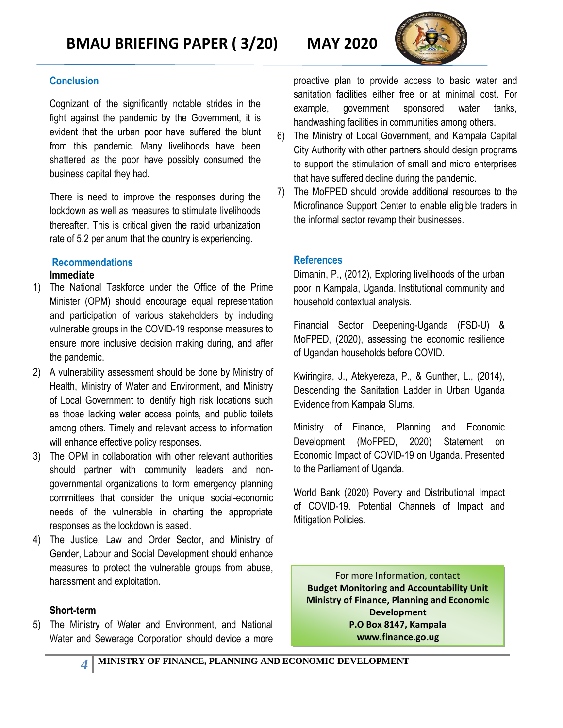## Conclusion

Cognizant of the significantly notable strides in the fight against the pandemic by the Government, it is evident that the urban poor have suffered the blunt from this pandemic. Many livelihoods have been shattered as the poor have possibly consumed the business capital they had.

There is need to improve the responses during the lockdown as well as measures to stimulate livelihoods thereafter. This is critical given the rapid urbanization rate of 5.2 per anum that the country is experiencing.

## Recommendations

**Immediate**

1) The National Taskforce under the Office of the Prime Minister (OPM) should encourage equal representation and participation of various stakeholders by including vulnerable groups in the COVID-19 response measures to ensure more inclusive decision making during, and after the pandemic.
2) A vulnerability assessment should be done by Ministry of Health, Ministry of Water and Environment, and Ministry of Local Government to identify high risk locations such as those lacking water access points, and public toilets among others. Timely and relevant access to information will enhance effective policy responses.
3) The OPM in collaboration with other relevant authorities should partner with community leaders and non-governmental organizations to form emergency planning committees that consider the unique social-economic needs of the vulnerable in charting the appropriate responses as the lockdown is eased.
4) The Justice, Law and Order Sector, and Ministry of Gender, Labour and Social Development should enhance measures to protect the vulnerable groups from abuse, harassment and exploitation.

**Short-term**

5) The Ministry of Water and Environment, and National Water and Sewerage Corporation should device a more proactive plan to provide access to basic water and sanitation facilities either free or at minimal cost. For example, government sponsored water tanks, handwashing facilities in communities among others.
6) The Ministry of Local Government, and Kampala Capital City Authority with other partners should design programs to support the stimulation of small and micro enterprises that have suffered decline during the pandemic.
7) The MoFPED should provide additional resources to the Microfinance Support Center to enable eligible traders in the informal sector revamp their businesses.

## References

Dimanin, P., (2012), Exploring livelihoods of the urban poor in Kampala, Uganda. Institutional community and household contextual analysis.

Financial Sector Deepening-Uganda (FSD-U) & MoFPED, (2020), assessing the economic resilience of Ugandan households before COVID.

Kwiringira, J., Atekyereza, P., & Gunther, L., (2014), Descending the Sanitation Ladder in Urban Uganda Evidence from Kampala Slums.

Ministry of Finance, Planning and Economic Development (MoFPED, 2020) Statement on Economic Impact of COVID-19 on Uganda. Presented to the Parliament of Uganda.

World Bank (2020) Poverty and Distributional Impact of COVID-19. Potential Channels of Impact and Mitigation Policies.

For more Information, contact
**Budget Monitoring and Accountability Unit**
**Ministry of Finance, Planning and Economic Development**
**P.O Box 8147, Kampala**
**www.finance.go.ug**